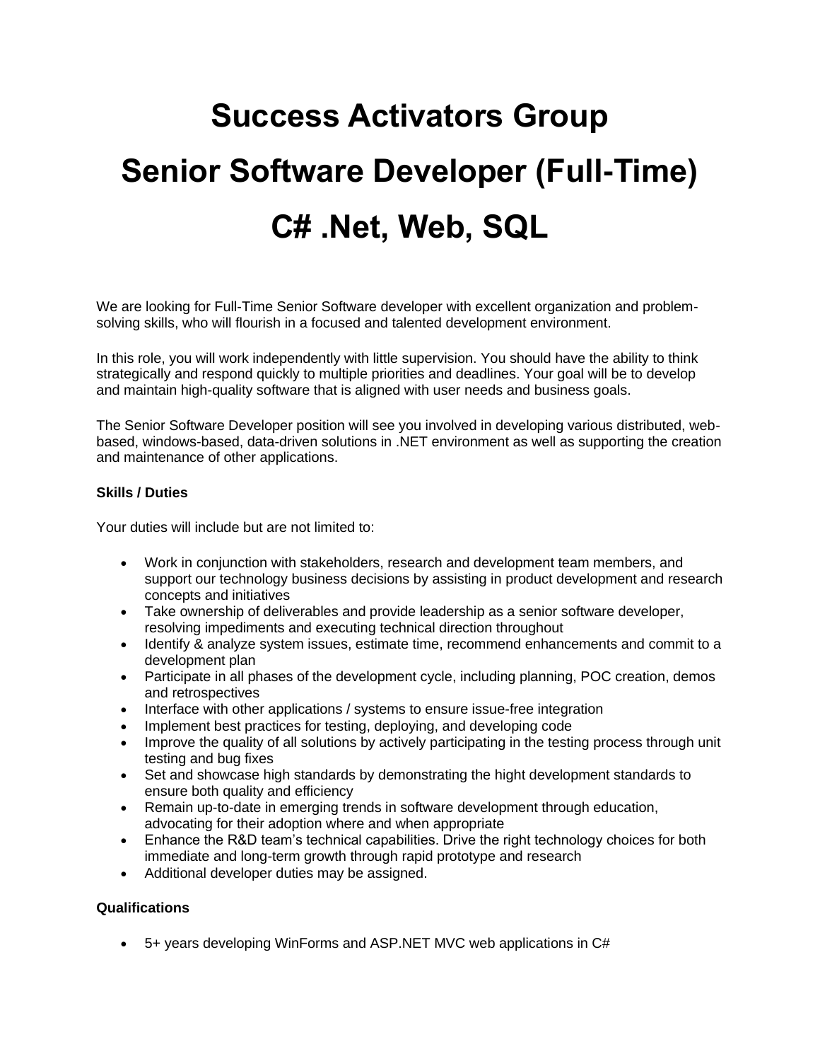# Success Activators Group

# Senior Software Developer (Full-Time)

# C# .Net, Web, SQL

We are looking for Full-Time Senior Software developer with excellent organization and problem-solving skills, who will flourish in a focused and talented development environment.

In this role, you will work independently with little supervision. You should have the ability to think strategically and respond quickly to multiple priorities and deadlines. Your goal will be to develop and maintain high-quality software that is aligned with user needs and business goals.

The Senior Software Developer position will see you involved in developing various distributed, web-based, windows-based, data-driven solutions in .NET environment as well as supporting the creation and maintenance of other applications.

**Skills / Duties**

Your duties will include but are not limited to:

- Work in conjunction with stakeholders, research and development team members, and support our technology business decisions by assisting in product development and research concepts and initiatives
- Take ownership of deliverables and provide leadership as a senior software developer, resolving impediments and executing technical direction throughout
- Identify & analyze system issues, estimate time, recommend enhancements and commit to a development plan
- Participate in all phases of the development cycle, including planning, POC creation, demos and retrospectives
- Interface with other applications / systems to ensure issue-free integration
- Implement best practices for testing, deploying, and developing code
- Improve the quality of all solutions by actively participating in the testing process through unit testing and bug fixes
- Set and showcase high standards by demonstrating the hight development standards to ensure both quality and efficiency
- Remain up-to-date in emerging trends in software development through education, advocating for their adoption where and when appropriate
- Enhance the R&D team's technical capabilities. Drive the right technology choices for both immediate and long-term growth through rapid prototype and research
- Additional developer duties may be assigned.

**Qualifications**

- 5+ years developing WinForms and ASP.NET MVC web applications in C#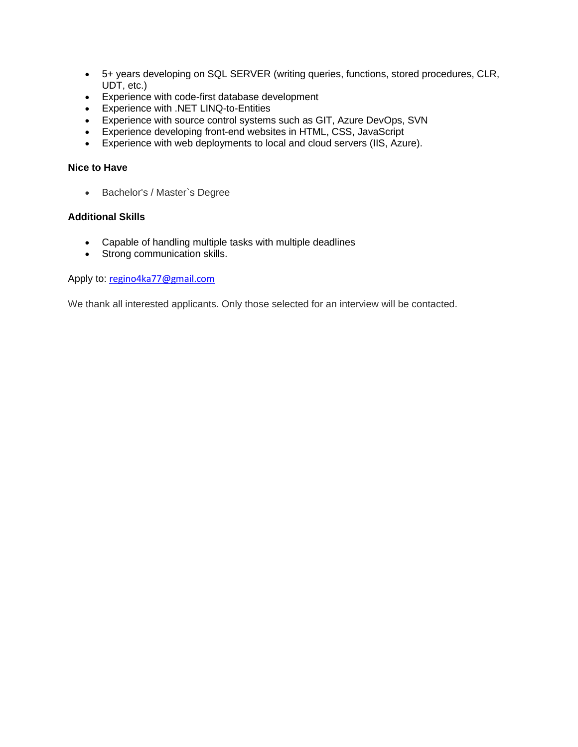- 5+ years developing on SQL SERVER (writing queries, functions, stored procedures, CLR, UDT, etc.)
- Experience with code-first database development
- Experience with .NET LINQ-to-Entities
- Experience with source control systems such as GIT, Azure DevOps, SVN
- Experience developing front-end websites in HTML, CSS, JavaScript
- Experience with web deployments to local and cloud servers (IIS, Azure).

**Nice to Have**

- Bachelor's / Master`s Degree

**Additional Skills**

- Capable of handling multiple tasks with multiple deadlines
- Strong communication skills.

Apply to: regino4ka77@gmail.com

We thank all interested applicants. Only those selected for an interview will be contacted.